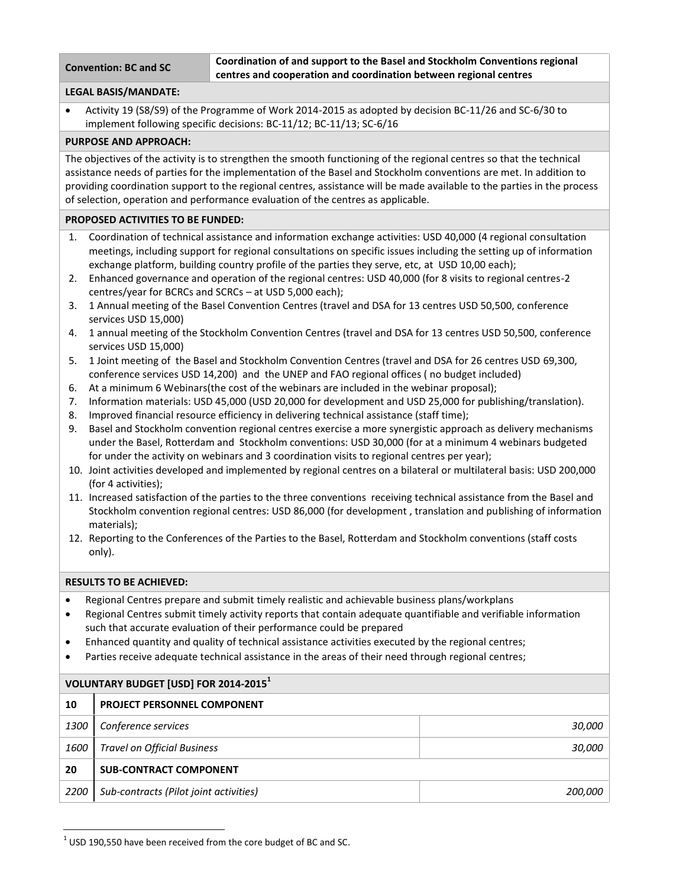| **Convention: BC and SC** | **Coordination of and support to the Basel and Stockholm Conventions regional centres and cooperation and coordination between regional centres** |
|---|---|

**LEGAL BASIS/MANDATE:**

- Activity 19 (S8/S9) of the Programme of Work 2014-2015 as adopted by decision BC-11/26 and SC-6/30 to implement following specific decisions: BC-11/12; BC-11/13; SC-6/16

**PURPOSE AND APPROACH:**

The objectives of the activity is to strengthen the smooth functioning of the regional centres so that the technical assistance needs of parties for the implementation of the Basel and Stockholm conventions are met. In addition to providing coordination support to the regional centres, assistance will be made available to the parties in the process of selection, operation and performance evaluation of the centres as applicable.

**PROPOSED ACTIVITIES TO BE FUNDED:**

1. Coordination of technical assistance and information exchange activities: USD 40,000 (4 regional consultation meetings, including support for regional consultations on specific issues including the setting up of information exchange platform, building country profile of the parties they serve, etc, at USD 10,00 each);
2. Enhanced governance and operation of the regional centres: USD 40,000 (for 8 visits to regional centres-2 centres/year for BCRCs and SCRCs – at USD 5,000 each);
3. 1 Annual meeting of the Basel Convention Centres (travel and DSA for 13 centres USD 50,500, conference services USD 15,000)
4. 1 annual meeting of the Stockholm Convention Centres (travel and DSA for 13 centres USD 50,500, conference services USD 15,000)
5. 1 Joint meeting of the Basel and Stockholm Convention Centres (travel and DSA for 26 centres USD 69,300, conference services USD 14,200) and the UNEP and FAO regional offices ( no budget included)
6. At a minimum 6 Webinars(the cost of the webinars are included in the webinar proposal);
7. Information materials: USD 45,000 (USD 20,000 for development and USD 25,000 for publishing/translation).
8. Improved financial resource efficiency in delivering technical assistance (staff time);
9. Basel and Stockholm convention regional centres exercise a more synergistic approach as delivery mechanisms under the Basel, Rotterdam and Stockholm conventions: USD 30,000 (for at a minimum 4 webinars budgeted for under the activity on webinars and 3 coordination visits to regional centres per year);
10. Joint activities developed and implemented by regional centres on a bilateral or multilateral basis: USD 200,000 (for 4 activities);
11. Increased satisfaction of the parties to the three conventions receiving technical assistance from the Basel and Stockholm convention regional centres: USD 86,000 (for development , translation and publishing of information materials);
12. Reporting to the Conferences of the Parties to the Basel, Rotterdam and Stockholm conventions (staff costs only).

**RESULTS TO BE ACHIEVED:**

- Regional Centres prepare and submit timely realistic and achievable business plans/workplans
- Regional Centres submit timely activity reports that contain adequate quantifiable and verifiable information such that accurate evaluation of their performance could be prepared
- Enhanced quantity and quality of technical assistance activities executed by the regional centres;
- Parties receive adequate technical assistance in the areas of their need through regional centres;

**VOLUNTARY BUDGET [USD] FOR 2014-2015**[1]

| **10** | **PROJECT PERSONNEL COMPONENT** | |
|---|---|---|
| *1300* | *Conference services* | *30,000* |
| *1600* | *Travel on Official Business* | *30,000* |
| **20** | **SUB-CONTRACT COMPONENT** | |
| *2200* | *Sub-contracts (Pilot joint activities)* | *200,000* |

[1] USD 190,550 have been received from the core budget of BC and SC.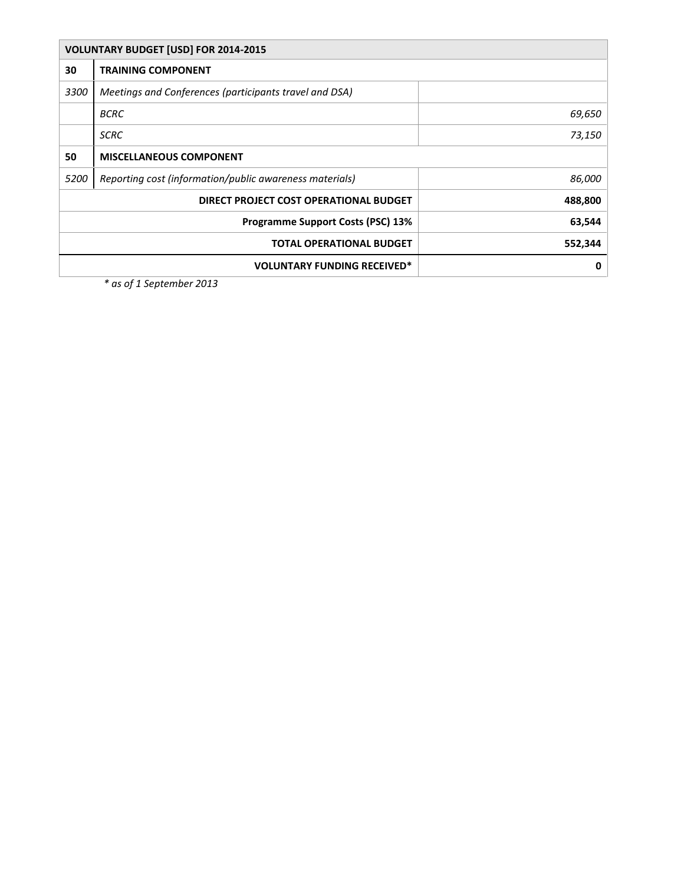| VOLUNTARY BUDGET [USD] FOR 2014-2015 | | |
|---|---|---|
| **30** | **TRAINING COMPONENT** | |
| *3300* | *Meetings and Conferences (participants travel and DSA)* | |
| | *BCRC* | *69,650* |
| | *SCRC* | *73,150* |
| **50** | **MISCELLANEOUS COMPONENT** | |
| *5200* | *Reporting cost (information/public awareness materials)* | *86,000* |
| | **DIRECT PROJECT COST OPERATIONAL BUDGET** | **488,800** |
| | **Programme Support Costs (PSC) 13%** | **63,544** |
| | **TOTAL OPERATIONAL BUDGET** | **552,344** |
| | **VOLUNTARY FUNDING RECEIVED*** | **0** |

*\* as of 1 September 2013*